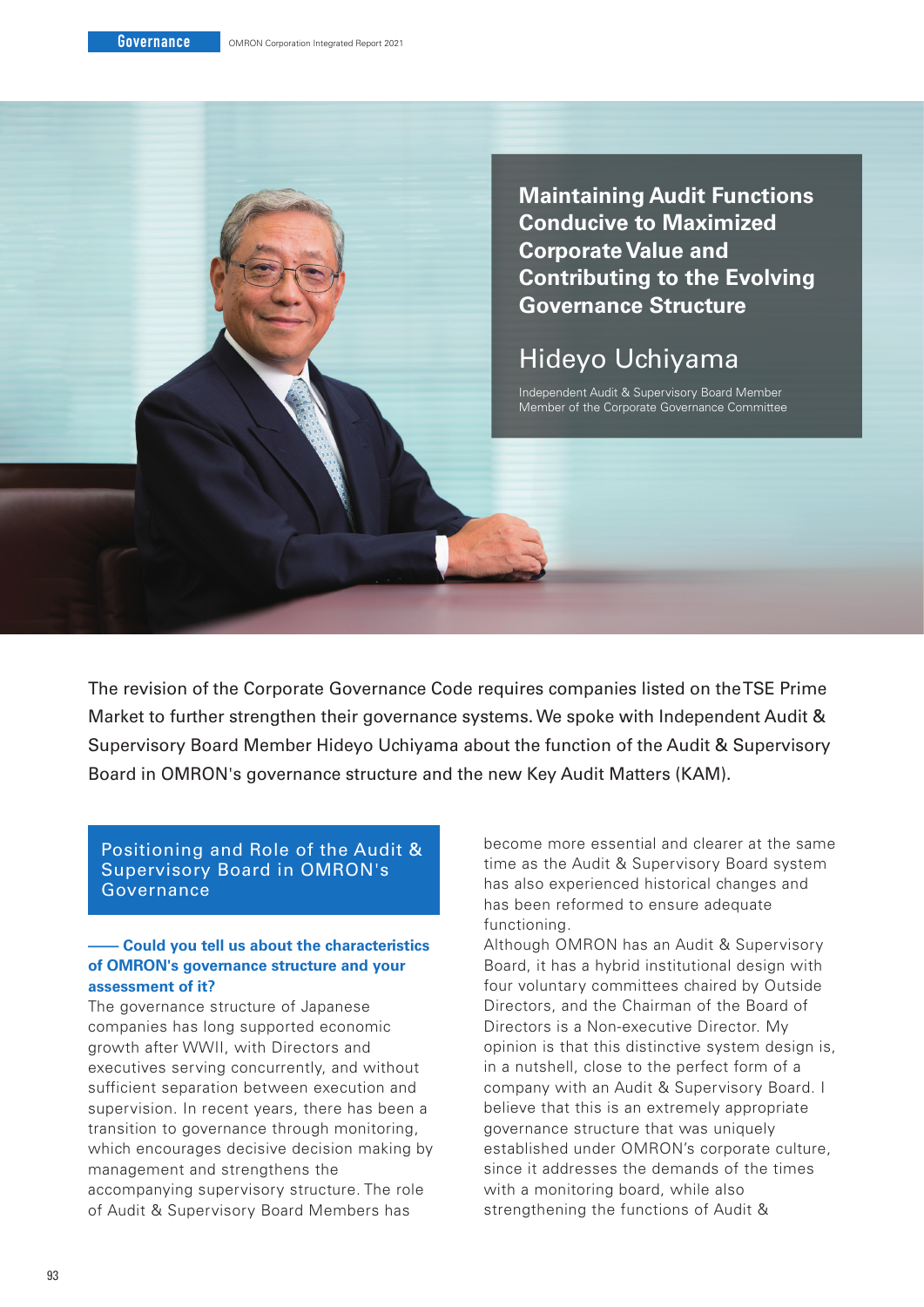# Maintaining Audit Functions Conducive to Maximized Corporate Value and Contributing to the Evolving Governance Structure

## Hideyo Uchiyama

Independent Audit & Supervisory Board Member
Member of the Corporate Governance Committee

The revision of the Corporate Governance Code requires companies listed on the TSE Prime Market to further strengthen their governance systems. We spoke with Independent Audit & Supervisory Board Member Hideyo Uchiyama about the function of the Audit & Supervisory Board in OMRON's governance structure and the new Key Audit Matters (KAM).

## Positioning and Role of the Audit & Supervisory Board in OMRON's Governance

**—— Could you tell us about the characteristics of OMRON's governance structure and your assessment of it?**

The governance structure of Japanese companies has long supported economic growth after WWII, with Directors and executives serving concurrently, and without sufficient separation between execution and supervision. In recent years, there has been a transition to governance through monitoring, which encourages decisive decision making by management and strengthens the accompanying supervisory structure. The role of Audit & Supervisory Board Members has become more essential and clearer at the same time as the Audit & Supervisory Board system has also experienced historical changes and has been reformed to ensure adequate functioning.

Although OMRON has an Audit & Supervisory Board, it has a hybrid institutional design with four voluntary committees chaired by Outside Directors, and the Chairman of the Board of Directors is a Non-executive Director. My opinion is that this distinctive system design is, in a nutshell, close to the perfect form of a company with an Audit & Supervisory Board. I believe that this is an extremely appropriate governance structure that was uniquely established under OMRON's corporate culture, since it addresses the demands of the times with a monitoring board, while also strengthening the functions of Audit &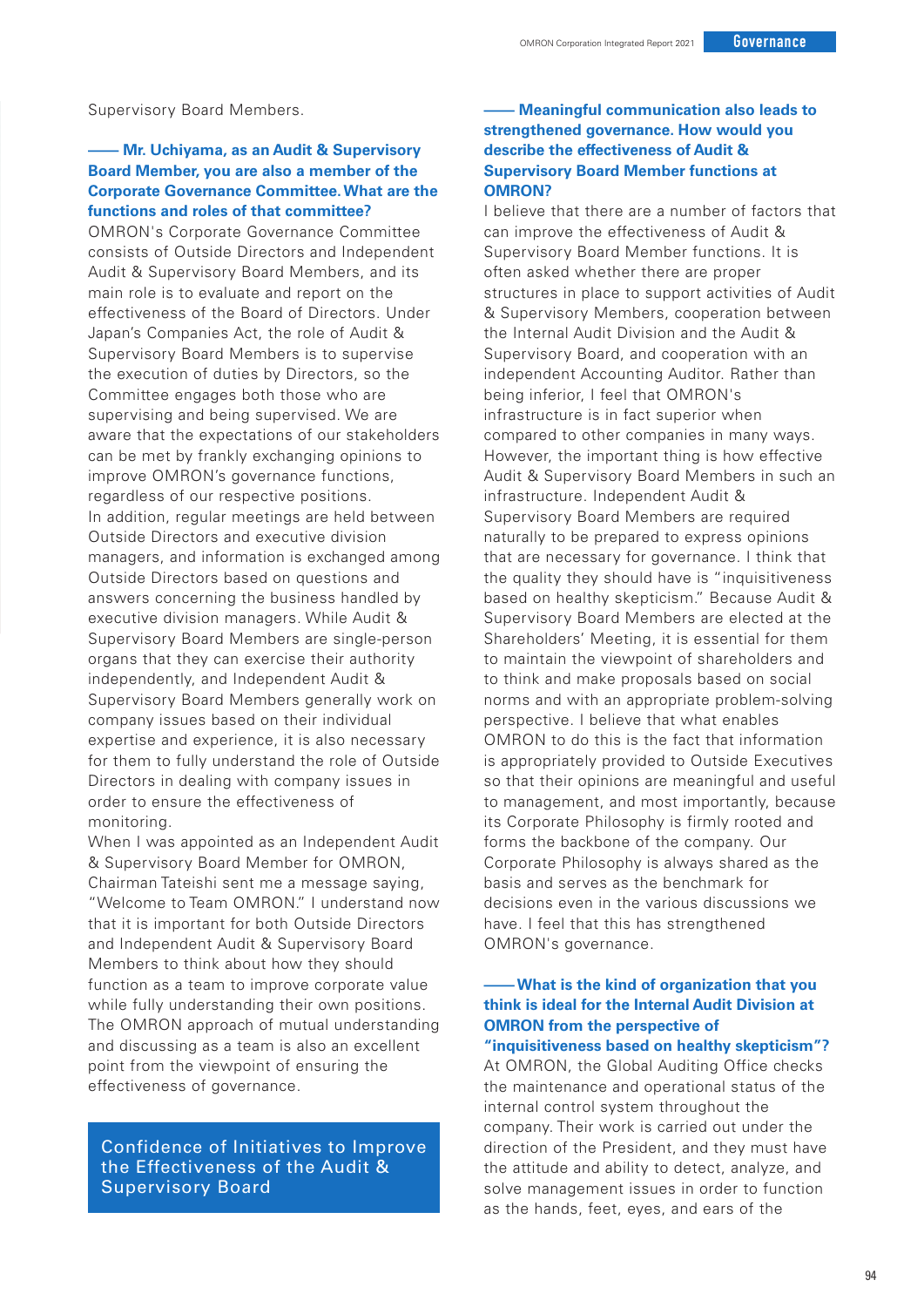Supervisory Board Members.

**—— Mr. Uchiyama, as an Audit & Supervisory Board Member, you are also a member of the Corporate Governance Committee. What are the functions and roles of that committee?**

OMRON's Corporate Governance Committee consists of Outside Directors and Independent Audit & Supervisory Board Members, and its main role is to evaluate and report on the effectiveness of the Board of Directors. Under Japan's Companies Act, the role of Audit & Supervisory Board Members is to supervise the execution of duties by Directors, so the Committee engages both those who are supervising and being supervised. We are aware that the expectations of our stakeholders can be met by frankly exchanging opinions to improve OMRON's governance functions, regardless of our respective positions.

In addition, regular meetings are held between Outside Directors and executive division managers, and information is exchanged among Outside Directors based on questions and answers concerning the business handled by executive division managers. While Audit & Supervisory Board Members are single-person organs that they can exercise their authority independently, and Independent Audit & Supervisory Board Members generally work on company issues based on their individual expertise and experience, it is also necessary for them to fully understand the role of Outside Directors in dealing with company issues in order to ensure the effectiveness of monitoring.

When I was appointed as an Independent Audit & Supervisory Board Member for OMRON, Chairman Tateishi sent me a message saying, "Welcome to Team OMRON." I understand now that it is important for both Outside Directors and Independent Audit & Supervisory Board Members to think about how they should function as a team to improve corporate value while fully understanding their own positions. The OMRON approach of mutual understanding and discussing as a team is also an excellent point from the viewpoint of ensuring the effectiveness of governance.

## Confidence of Initiatives to Improve the Effectiveness of the Audit & Supervisory Board

**—— Meaningful communication also leads to strengthened governance. How would you describe the effectiveness of Audit & Supervisory Board Member functions at OMRON?**

I believe that there are a number of factors that can improve the effectiveness of Audit & Supervisory Board Member functions. It is often asked whether there are proper structures in place to support activities of Audit & Supervisory Members, cooperation between the Internal Audit Division and the Audit & Supervisory Board, and cooperation with an independent Accounting Auditor. Rather than being inferior, I feel that OMRON's infrastructure is in fact superior when compared to other companies in many ways. However, the important thing is how effective Audit & Supervisory Board Members in such an infrastructure. Independent Audit & Supervisory Board Members are required naturally to be prepared to express opinions that are necessary for governance. I think that the quality they should have is "inquisitiveness based on healthy skepticism." Because Audit & Supervisory Board Members are elected at the Shareholders' Meeting, it is essential for them to maintain the viewpoint of shareholders and to think and make proposals based on social norms and with an appropriate problem-solving perspective. I believe that what enables OMRON to do this is the fact that information is appropriately provided to Outside Executives so that their opinions are meaningful and useful to management, and most importantly, because its Corporate Philosophy is firmly rooted and forms the backbone of the company. Our Corporate Philosophy is always shared as the basis and serves as the benchmark for decisions even in the various discussions we have. I feel that this has strengthened OMRON's governance.

**—— What is the kind of organization that you think is ideal for the Internal Audit Division at OMRON from the perspective of "inquisitiveness based on healthy skepticism"?**

At OMRON, the Global Auditing Office checks the maintenance and operational status of the internal control system throughout the company. Their work is carried out under the direction of the President, and they must have the attitude and ability to detect, analyze, and solve management issues in order to function as the hands, feet, eyes, and ears of the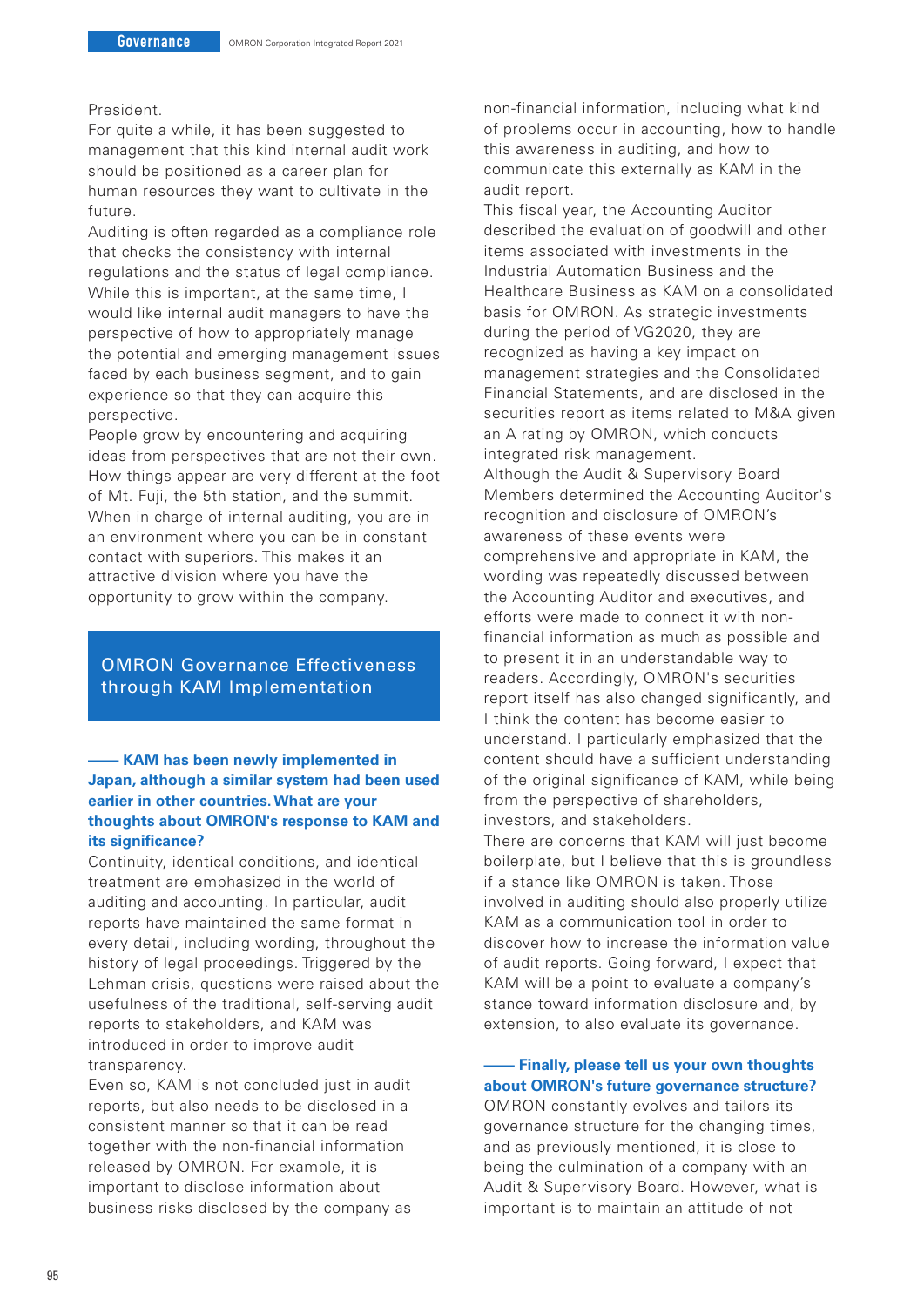President.
For quite a while, it has been suggested to management that this kind internal audit work should be positioned as a career plan for human resources they want to cultivate in the future.
Auditing is often regarded as a compliance role that checks the consistency with internal regulations and the status of legal compliance. While this is important, at the same time, I would like internal audit managers to have the perspective of how to appropriately manage the potential and emerging management issues faced by each business segment, and to gain experience so that they can acquire this perspective.
People grow by encountering and acquiring ideas from perspectives that are not their own. How things appear are very different at the foot of Mt. Fuji, the 5th station, and the summit. When in charge of internal auditing, you are in an environment where you can be in constant contact with superiors. This makes it an attractive division where you have the opportunity to grow within the company.

## OMRON Governance Effectiveness through KAM Implementation

**—— KAM has been newly implemented in Japan, although a similar system had been used earlier in other countries. What are your thoughts about OMRON's response to KAM and its significance?**

Continuity, identical conditions, and identical treatment are emphasized in the world of auditing and accounting. In particular, audit reports have maintained the same format in every detail, including wording, throughout the history of legal proceedings. Triggered by the Lehman crisis, questions were raised about the usefulness of the traditional, self-serving audit reports to stakeholders, and KAM was introduced in order to improve audit transparency.
Even so, KAM is not concluded just in audit reports, but also needs to be disclosed in a consistent manner so that it can be read together with the non-financial information released by OMRON. For example, it is important to disclose information about business risks disclosed by the company as non-financial information, including what kind of problems occur in accounting, how to handle this awareness in auditing, and how to communicate this externally as KAM in the audit report.
This fiscal year, the Accounting Auditor described the evaluation of goodwill and other items associated with investments in the Industrial Automation Business and the Healthcare Business as KAM on a consolidated basis for OMRON. As strategic investments during the period of VG2020, they are recognized as having a key impact on management strategies and the Consolidated Financial Statements, and are disclosed in the securities report as items related to M&A given an A rating by OMRON, which conducts integrated risk management.
Although the Audit & Supervisory Board Members determined the Accounting Auditor's recognition and disclosure of OMRON's awareness of these events were comprehensive and appropriate in KAM, the wording was repeatedly discussed between the Accounting Auditor and executives, and efforts were made to connect it with non-financial information as much as possible and to present it in an understandable way to readers. Accordingly, OMRON's securities report itself has also changed significantly, and I think the content has become easier to understand. I particularly emphasized that the content should have a sufficient understanding of the original significance of KAM, while being from the perspective of shareholders, investors, and stakeholders.
There are concerns that KAM will just become boilerplate, but I believe that this is groundless if a stance like OMRON is taken. Those involved in auditing should also properly utilize KAM as a communication tool in order to discover how to increase the information value of audit reports. Going forward, I expect that KAM will be a point to evaluate a company's stance toward information disclosure and, by extension, to also evaluate its governance.

**—— Finally, please tell us your own thoughts about OMRON's future governance structure?**

OMRON constantly evolves and tailors its governance structure for the changing times, and as previously mentioned, it is close to being the culmination of a company with an Audit & Supervisory Board. However, what is important is to maintain an attitude of not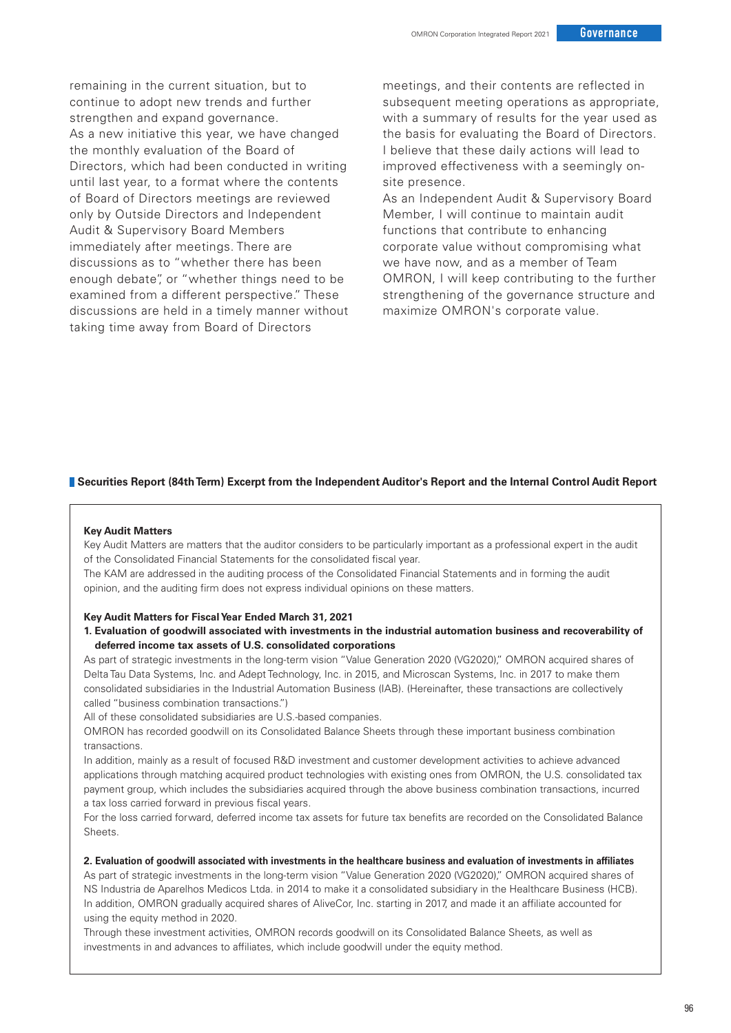remaining in the current situation, but to continue to adopt new trends and further strengthen and expand governance.

As a new initiative this year, we have changed the monthly evaluation of the Board of Directors, which had been conducted in writing until last year, to a format where the contents of Board of Directors meetings are reviewed only by Outside Directors and Independent Audit & Supervisory Board Members immediately after meetings. There are discussions as to "whether there has been enough debate", or "whether things need to be examined from a different perspective." These discussions are held in a timely manner without taking time away from Board of Directors meetings, and their contents are reflected in subsequent meeting operations as appropriate, with a summary of results for the year used as the basis for evaluating the Board of Directors. I believe that these daily actions will lead to improved effectiveness with a seemingly on-site presence.

As an Independent Audit & Supervisory Board Member, I will continue to maintain audit functions that contribute to enhancing corporate value without compromising what we have now, and as a member of Team OMRON, I will keep contributing to the further strengthening of the governance structure and maximize OMRON's corporate value.

## Securities Report (84th Term) Excerpt from the Independent Auditor's Report and the Internal Control Audit Report

**Key Audit Matters**

Key Audit Matters are matters that the auditor considers to be particularly important as a professional expert in the audit of the Consolidated Financial Statements for the consolidated fiscal year.

The KAM are addressed in the auditing process of the Consolidated Financial Statements and in forming the audit opinion, and the auditing firm does not express individual opinions on these matters.

**Key Audit Matters for Fiscal Year Ended March 31, 2021**

**1. Evaluation of goodwill associated with investments in the industrial automation business and recoverability of deferred income tax assets of U.S. consolidated corporations**

As part of strategic investments in the long-term vision "Value Generation 2020 (VG2020)," OMRON acquired shares of Delta Tau Data Systems, Inc. and Adept Technology, Inc. in 2015, and Microscan Systems, Inc. in 2017 to make them consolidated subsidiaries in the Industrial Automation Business (IAB). (Hereinafter, these transactions are collectively called "business combination transactions.")

All of these consolidated subsidiaries are U.S.-based companies.

OMRON has recorded goodwill on its Consolidated Balance Sheets through these important business combination transactions.

In addition, mainly as a result of focused R&D investment and customer development activities to achieve advanced applications through matching acquired product technologies with existing ones from OMRON, the U.S. consolidated tax payment group, which includes the subsidiaries acquired through the above business combination transactions, incurred a tax loss carried forward in previous fiscal years.

For the loss carried forward, deferred income tax assets for future tax benefits are recorded on the Consolidated Balance Sheets.

**2. Evaluation of goodwill associated with investments in the healthcare business and evaluation of investments in affiliates**

As part of strategic investments in the long-term vision "Value Generation 2020 (VG2020)," OMRON acquired shares of NS Industria de Aparelhos Medicos Ltda. in 2014 to make it a consolidated subsidiary in the Healthcare Business (HCB). In addition, OMRON gradually acquired shares of AliveCor, Inc. starting in 2017, and made it an affiliate accounted for using the equity method in 2020.

Through these investment activities, OMRON records goodwill on its Consolidated Balance Sheets, as well as investments in and advances to affiliates, which include goodwill under the equity method.